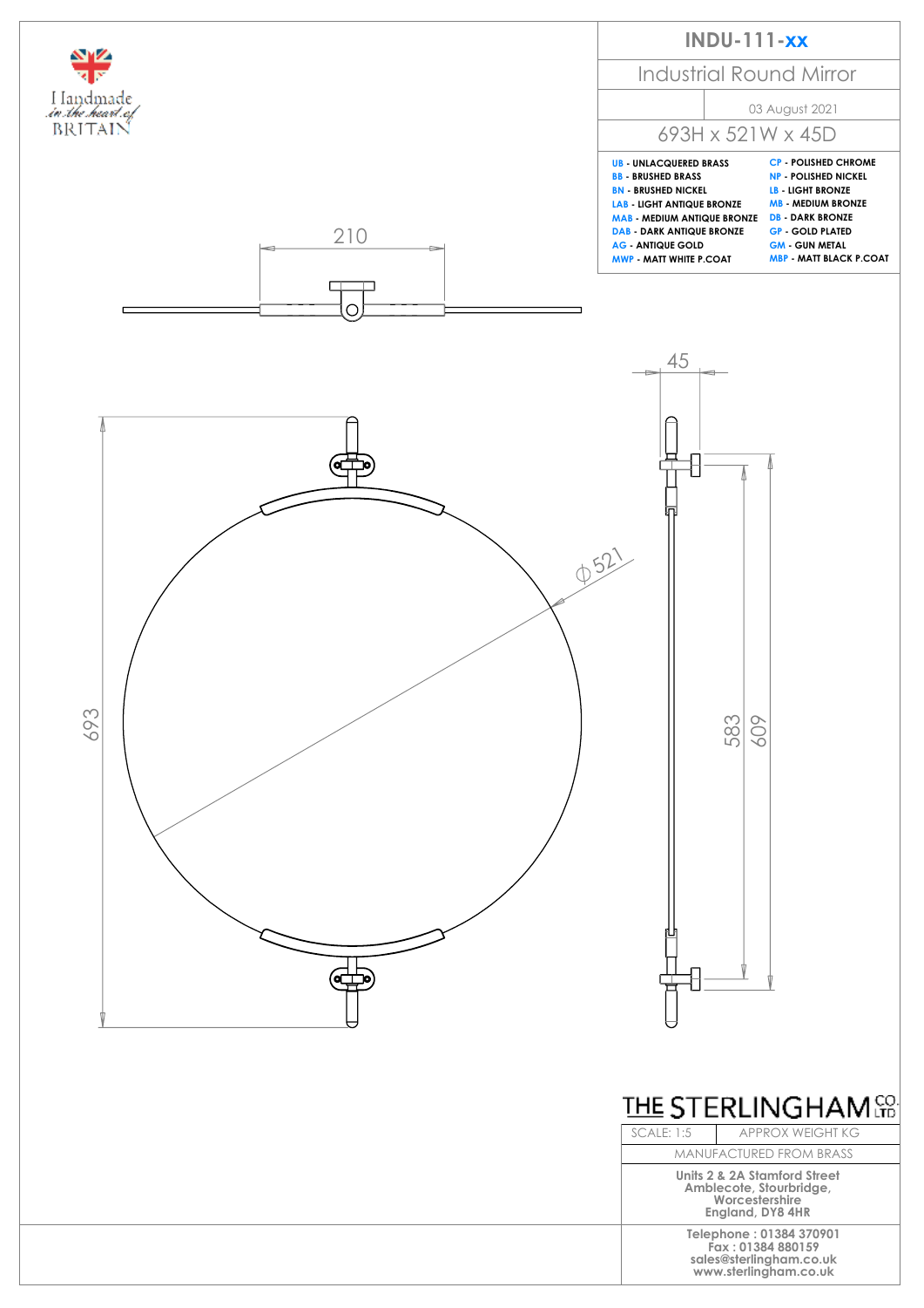Handmade in the heart of BRITAIN

# INDU-111-xx

## Industrial Round Mirror

03 August 2021

693H x 521W x 45D

| | |
|---|---|
| UB - UNLACQUERED BRASS | CP - POLISHED CHROME |
| BB - BRUSHED BRASS | NP - POLISHED NICKEL |
| BN - BRUSHED NICKEL | LB - LIGHT BRONZE |
| LAB - LIGHT ANTIQUE BRONZE | MB - MEDIUM BRONZE |
| MAB - MEDIUM ANTIQUE BRONZE | DB - DARK BRONZE |
| DAB - DARK ANTIQUE BRONZE | GP - GOLD PLATED |
| AG - ANTIQUE GOLD | GM - GUN METAL |
| MWP - MATT WHITE P.COAT | MBP - MATT BLACK P.COAT |

210

45

Ø521

693

583

609

THE STERLINGHAM CO. LTD

| SCALE: 1:5 | APPROX WEIGHT KG |
|---|---|

MANUFACTURED FROM BRASS

Units 2 & 2A Stamford Street
Amblecote, Stourbridge,
Worcestershire
England, DY8 4HR

Telephone : 01384 370901
Fax : 01384 880159
sales@sterlingham.co.uk
www.sterlingham.co.uk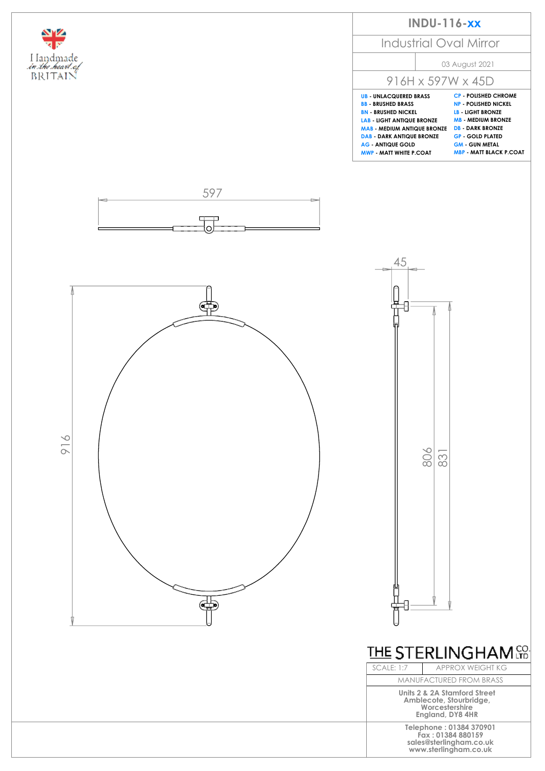Handmade in the heart of BRITAIN

# INDU-116-xx

## Industrial Oval Mirror

03 August 2021

916H x 597W x 45D

| | |
|---|---|
| **UB - UNLACQUERED BRASS** | **CP - POLISHED CHROME** |
| **BB - BRUSHED BRASS** | **NP - POLISHED NICKEL** |
| **BN - BRUSHED NICKEL** | **LB - LIGHT BRONZE** |
| **LAB - LIGHT ANTIQUE BRONZE** | **MB - MEDIUM BRONZE** |
| **MAB - MEDIUM ANTIQUE BRONZE** | **DB - DARK BRONZE** |
| **DAB - DARK ANTIQUE BRONZE** | **GP - GOLD PLATED** |
| **AG - ANTIQUE GOLD** | **GM - GUN METAL** |
| **MWP - MATT WHITE P.COAT** | **MBP - MATT BLACK P.COAT** |

597

45

916

806

831

THE STERLINGHAM CO. LTD

| | |
|---|---|
| SCALE: 1:7 | APPROX WEIGHT KG |

MANUFACTURED FROM BRASS

**Units 2 & 2A Stamford Street**
**Amblecote, Stourbridge,**
**Worcestershire**
**England, DY8 4HR**

**Telephone : 01384 370901**
**Fax : 01384 880159**
**sales@sterlingham.co.uk**
**www.sterlingham.co.uk**